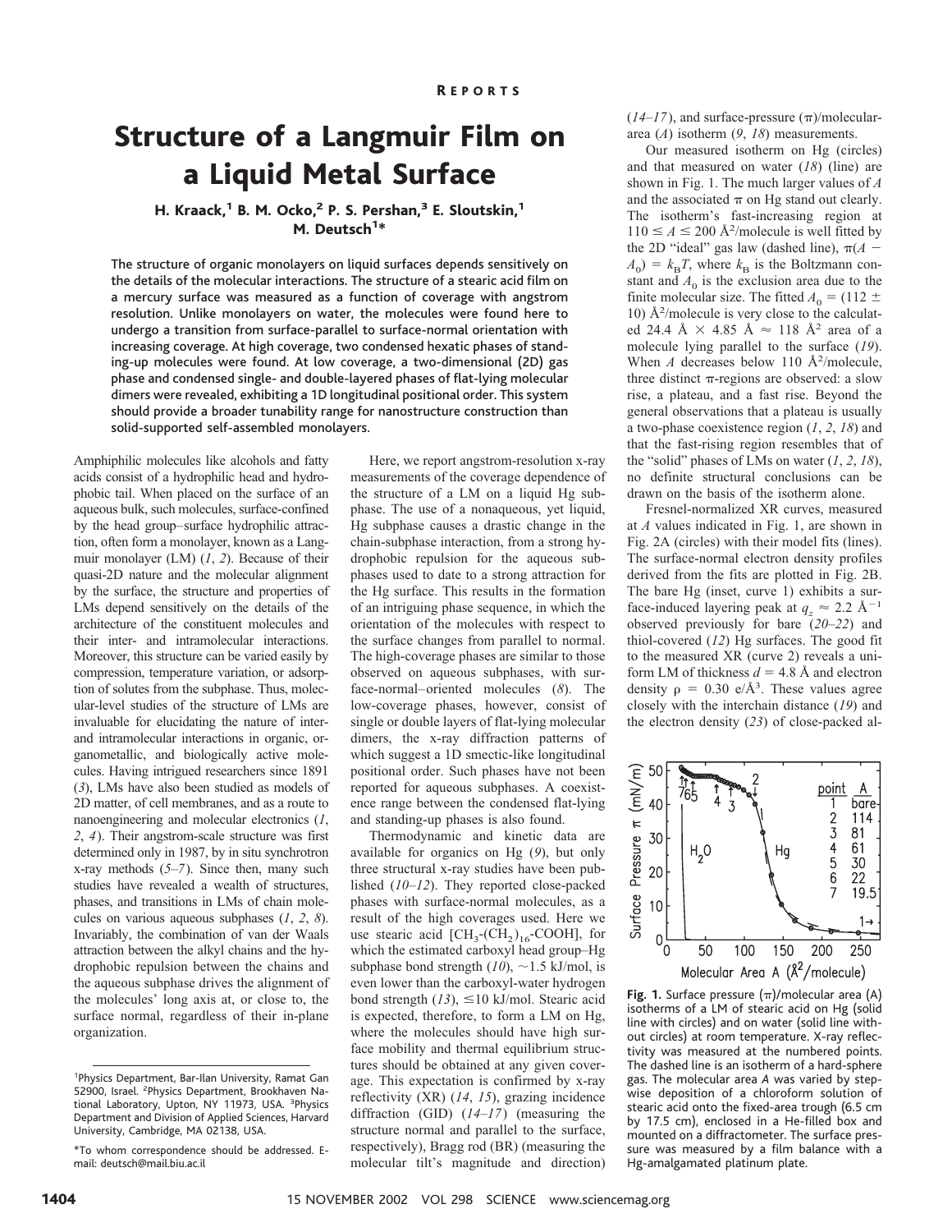# Structure of a Langmuir Film on a Liquid Metal Surface

H. Kraack,[1] B. M. Ocko,[2] P. S. Pershan,[3] E. Sloutskin,[1] M. Deutsch[1]*

**The structure of organic monolayers on liquid surfaces depends sensitively on the details of the molecular interactions. The structure of a stearic acid film on a mercury surface was measured as a function of coverage with angstrom resolution. Unlike monolayers on water, the molecules were found here to undergo a transition from surface-parallel to surface-normal orientation with increasing coverage. At high coverage, two condensed hexatic phases of standing-up molecules were found. At low coverage, a two-dimensional (2D) gas phase and condensed single- and double-layered phases of flat-lying molecular dimers were revealed, exhibiting a 1D longitudinal positional order. This system should provide a broader tunability range for nanostructure construction than solid-supported self-assembled monolayers.**

Amphiphilic molecules like alcohols and fatty acids consist of a hydrophilic head and hydrophobic tail. When placed on the surface of an aqueous bulk, such molecules, surface-confined by the head group–surface hydrophilic attraction, often form a monolayer, known as a Langmuir monolayer (LM) (*1*, *2*). Because of their quasi-2D nature and the molecular alignment by the surface, the structure and properties of LMs depend sensitively on the details of the architecture of the constituent molecules and their inter- and intramolecular interactions. Moreover, this structure can be varied easily by compression, temperature variation, or adsorption of solutes from the subphase. Thus, molecular-level studies of the structure of LMs are invaluable for elucidating the nature of inter- and intramolecular interactions in organic, organometallic, and biologically active molecules. Having intrigued researchers since 1891 (*3*), LMs have also been studied as models of 2D matter, of cell membranes, and as a route to nanoengineering and molecular electronics (*1*, *2*, *4*). Their angstrom-scale structure was first determined only in 1987, by in situ synchrotron x-ray methods (*5*–*7*). Since then, many such studies have revealed a wealth of structures, phases, and transitions in LMs of chain molecules on various aqueous subphases (*1*, *2*, *8*). Invariably, the combination of van der Waals attraction between the alkyl chains and the hydrophobic repulsion between the chains and the aqueous subphase drives the alignment of the molecules' long axis at, or close to, the surface normal, regardless of their in-plane organization.

Here, we report angstrom-resolution x-ray measurements of the coverage dependence of the structure of a LM on a liquid Hg subphase. The use of a nonaqueous, yet liquid, Hg subphase causes a drastic change in the chain-subphase interaction, from a strong hydrophobic repulsion for the aqueous subphases used to date to a strong attraction for the Hg surface. This results in the formation of an intriguing phase sequence, in which the orientation of the molecules with respect to the surface changes from parallel to normal. The high-coverage phases are similar to those observed on aqueous subphases, with surface-normal–oriented molecules (*8*). The low-coverage phases, however, consist of single or double layers of flat-lying molecular dimers, the x-ray diffraction patterns of which suggest a 1D smectic-like longitudinal positional order. Such phases have not been reported for aqueous subphases. A coexistence range between the condensed flat-lying and standing-up phases is also found.

Thermodynamic and kinetic data are available for organics on Hg (*9*), but only three structural x-ray studies have been published (*10*–*12*). They reported close-packed phases with surface-normal molecules, as a result of the high coverages used. Here we use stearic acid [$CH_3$-$(CH_2)_{16}$-COOH], for which the estimated carboxyl head group–Hg subphase bond strength (*10*), ~1.5 kJ/mol, is even lower than the carboxyl-water hydrogen bond strength (*13*), ≤10 kJ/mol. Stearic acid is expected, therefore, to form a LM on Hg, where the molecules should have high surface mobility and thermal equilibrium structures should be obtained at any given coverage. This expectation is confirmed by x-ray reflectivity (XR) (*14*, *15*), grazing incidence diffraction (GID) (*14*–*17*) (measuring the structure normal and parallel to the surface, respectively), Bragg rod (BR) (measuring the molecular tilt's magnitude and direction) (*14*–*17*), and surface-pressure ($\pi$)/molecular-area ($A$) isotherm (*9*, *18*) measurements.

Our measured isotherm on Hg (circles) and that measured on water (*18*) (line) are shown in Fig. 1. The much larger values of $A$ and the associated $\pi$ on Hg stand out clearly. The isotherm's fast-increasing region at $110 \leq A \leq 200$ Å$^2$/molecule is well fitted by the 2D "ideal" gas law (dashed line), $\pi(A - A_0) = k_B T$, where $k_B$ is the Boltzmann constant and $A_0$ is the exclusion area due to the finite molecular size. The fitted $A_0 = (112 \pm 10)$ Å$^2$/molecule is very close to the calculated 24.4 Å × 4.85 Å ≈ 118 Å$^2$ area of a molecule lying parallel to the surface (*19*). When $A$ decreases below 110 Å$^2$/molecule, three distinct $\pi$-regions are observed: a slow rise, a plateau, and a fast rise. Beyond the general observations that a plateau is usually a two-phase coexistence region (*1*, *2*, *18*) and that the fast-rising region resembles that of the "solid" phases of LMs on water (*1*, *2*, *18*), no definite structural conclusions can be drawn on the basis of the isotherm alone.

Fresnel-normalized XR curves, measured at $A$ values indicated in Fig. 1, are shown in Fig. 2A (circles) with their model fits (lines). The surface-normal electron density profiles derived from the fits are plotted in Fig. 2B. The bare Hg (inset, curve 1) exhibits a surface-induced layering peak at $q_z \approx 2.2$ Å$^{-1}$ observed previously for bare (*20*–*22*) and thiol-covered (*12*) Hg surfaces. The good fit to the measured XR (curve 2) reveals a uniform LM of thickness $d = 4.8$ Å and electron density $\rho = 0.30$ e/Å$^3$. These values agree closely with the interchain distance (*19*) and the electron density (*23*) of close-packed al-

| point | A |
|---|---|
| 1 | bare |
| 2 | 114 |
| 3 | 81 |
| 4 | 61 |
| 5 | 30 |
| 6 | 22 |
| 7 | 19.5 |

**Fig. 1.** Surface pressure ($\pi$)/molecular area ($A$) isotherms of a LM of stearic acid on Hg (solid line with circles) and on water (solid line without circles) at room temperature. X-ray reflectivity was measured at the numbered points. The dashed line is an isotherm of a hard-sphere gas. The molecular area $A$ was varied by stepwise deposition of a chloroform solution of stearic acid onto the fixed-area trough (6.5 cm by 17.5 cm), enclosed in a He-filled box and mounted on a diffractometer. The surface pressure was measured by a film balance with a Hg-amalgamated platinum plate.

[1]Physics Department, Bar-Ilan University, Ramat Gan 52900, Israel. [2]Physics Department, Brookhaven National Laboratory, Upton, NY 11973, USA. [3]Physics Department and Division of Applied Sciences, Harvard University, Cambridge, MA 02138, USA.

*To whom correspondence should be addressed. E-mail: deutsch@mail.biu.ac.il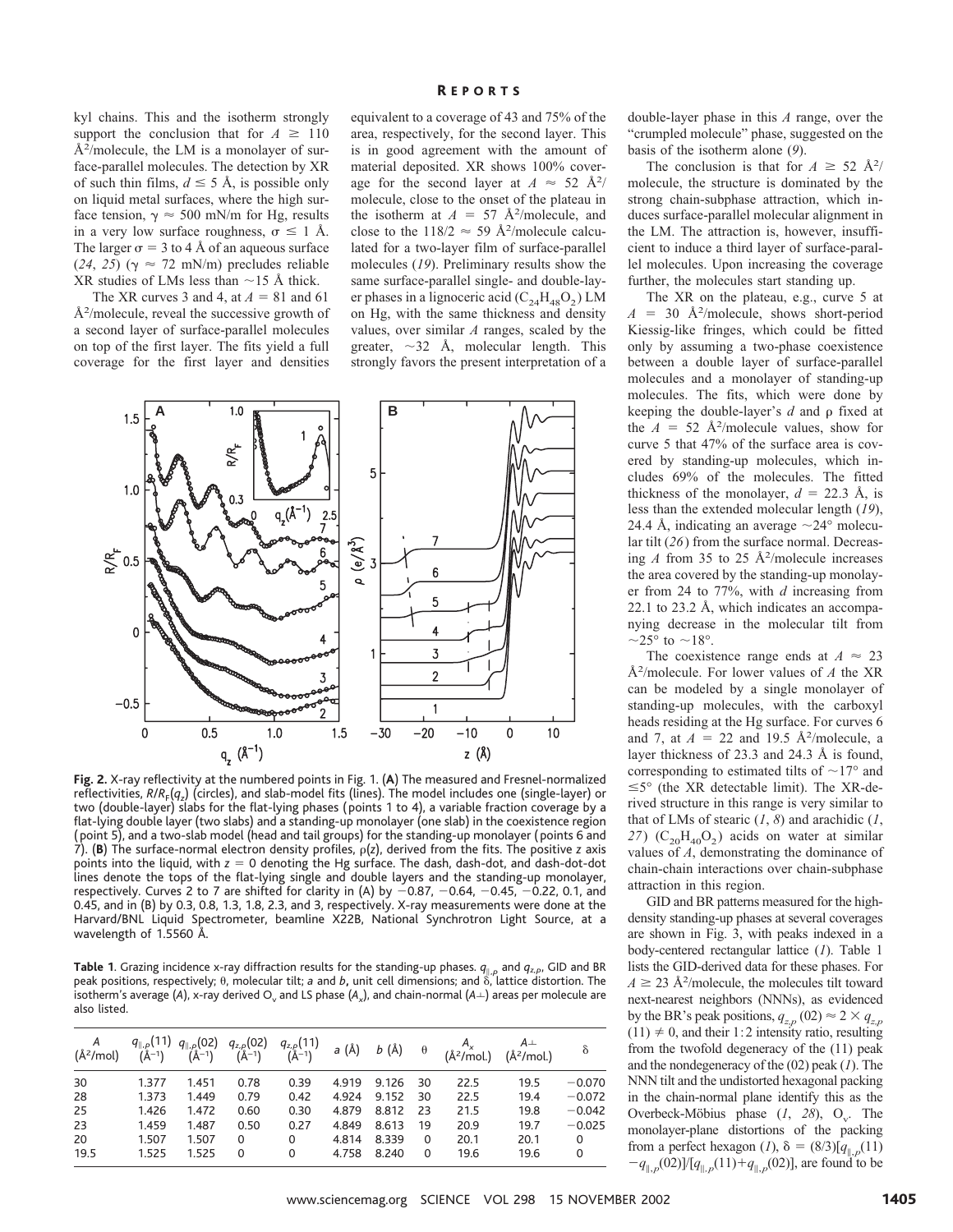kyl chains. This and the isotherm strongly support the conclusion that for $A \geq 110$ Å$^2$/molecule, the LM is a monolayer of surface-parallel molecules. The detection by XR of such thin films, $d \leq 5$ Å, is possible only on liquid metal surfaces, where the high surface tension, $\gamma \approx 500$ mN/m for Hg, results in a very low surface roughness, $\sigma \leq 1$ Å. The larger $\sigma = 3$ to 4 Å of an aqueous surface (24, 25) ($\gamma \approx 72$ mN/m) precludes reliable XR studies of LMs less than ~15 Å thick.

The XR curves 3 and 4, at $A = 81$ and 61 Å$^2$/molecule, reveal the successive growth of a second layer of surface-parallel molecules on top of the first layer. The fits yield a full coverage for the first layer and densities equivalent to a coverage of 43 and 75% of the area, respectively, for the second layer. This is in good agreement with the amount of material deposited. XR shows 100% coverage for the second layer at $A \approx 52$ Å$^2$/molecule, close to the onset of the plateau in the isotherm at $A = 57$ Å$^2$/molecule, and close to the $118/2 \approx 59$ Å$^2$/molecule calculated for a two-layer film of surface-parallel molecules (19). Preliminary results show the same surface-parallel single- and double-layer phases in a lignoceric acid ($C_{24}H_{48}O_2$) LM on Hg, with the same thickness and density values, over similar $A$ ranges, scaled by the greater, ~32 Å, molecular length. This strongly favors the present interpretation of a double-layer phase in this $A$ range, over the "crumpled molecule" phase, suggested on the basis of the isotherm alone (9).

The conclusion is that for $A \geq 52$ Å$^2$/molecule, the structure is dominated by the strong chain-subphase attraction, which induces surface-parallel molecular alignment in the LM. The attraction is, however, insufficient to induce a third layer of surface-parallel molecules. Upon increasing the coverage further, the molecules start standing up.

The XR on the plateau, e.g., curve 5 at $A = 30$ Å$^2$/molecule, shows short-period Kiessig-like fringes, which could be fitted only by assuming a two-phase coexistence between a double layer of surface-parallel molecules and a monolayer of standing-up molecules. The fits, which were done by keeping the double-layer's $d$ and $\rho$ fixed at the $A = 52$ Å$^2$/molecule values, show for curve 5 that 47% of the surface area is covered by standing-up molecules, which includes 69% of the molecules. The fitted thickness of the monolayer, $d = 22.3$ Å, is less than the extended molecular length (19), 24.4 Å, indicating an average ~24° molecular tilt (26) from the surface normal. Decreasing $A$ from 35 to 25 Å$^2$/molecule increases the area covered by the standing-up monolayer from 24 to 77%, with $d$ increasing from 22.1 to 23.2 Å, which indicates an accompanying decrease in the molecular tilt from ~25° to ~18°.

The coexistence range ends at $A \approx 23$ Å$^2$/molecule. For lower values of $A$ the XR can be modeled by a single monolayer of standing-up molecules, with the carboxyl heads residing at the Hg surface. For curves 6 and 7, at $A = 22$ and 19.5 Å$^2$/molecule, a layer thickness of 23.3 and 24.3 Å is found, corresponding to estimated tilts of ~17° and ≤5° (the XR detectable limit). The XR-derived structure in this range is very similar to that of LMs of stearic (1, 8) and arachidic (1, 27) ($C_{20}H_{40}O_2$) acids on water at similar values of $A$, demonstrating the dominance of chain-chain interactions over chain-subphase attraction in this region.

**Fig. 2.** X-ray reflectivity at the numbered points in Fig. 1. (**A**) The measured and Fresnel-normalized reflectivities, $R/R_F(q_z)$ (circles), and slab-model fits (lines). The model includes one (single-layer) or two (double-layer) slabs for the flat-lying phases (points 1 to 4), a variable fraction coverage by a flat-lying double layer (two slabs) and a standing-up monolayer (one slab) in the coexistence region (point 5), and a two-slab model (head and tail groups) for the standing-up monolayer (points 6 and 7). (**B**) The surface-normal electron density profiles, $\rho(z)$, derived from the fits. The positive $z$ axis points into the liquid, with $z = 0$ denoting the Hg surface. The dash, dash-dot, and dash-dot-dot lines denote the tops of the flat-lying single and double layers and the standing-up monolayer, respectively. Curves 2 to 7 are shifted for clarity in (A) by −0.87, −0.64, −0.45, −0.22, 0.1, and 0.45, and in (B) by 0.3, 0.8, 1.3, 1.8, 2.3, and 3, respectively. X-ray measurements were done at the Harvard/BNL Liquid Spectrometer, beamline X22B, National Synchrotron Light Source, at a wavelength of 1.5560 Å.

**Table 1**. Grazing incidence x-ray diffraction results for the standing-up phases. $q_{\parallel,p}$ and $q_{z,p}$, GID and BR peak positions, respectively; θ, molecular tilt; $a$ and $b$, unit cell dimensions; and δ, lattice distortion. The isotherm's average ($A$), x-ray derived $O_v$ and LS phase ($A_x$), and chain-normal ($A\perp$) areas per molecule are also listed.

| $A$ (Å$^2$/mol) | $q_{\parallel,p}(11)$ (Å$^{-1}$) | $q_{\parallel,p}(02)$ (Å$^{-1}$) | $q_{z,p}(02)$ (Å$^{-1}$) | $q_{z,p}(11)$ (Å$^{-1}$) | $a$ (Å) | $b$ (Å) | θ | $A_x$ (Å$^2$/mol.) | $A\perp$ (Å$^2$/mol.) | δ |
|---|---|---|---|---|---|---|---|---|---|---|
| 30 | 1.377 | 1.451 | 0.78 | 0.39 | 4.919 | 9.126 | 30 | 22.5 | 19.5 | −0.070 |
| 28 | 1.373 | 1.449 | 0.79 | 0.42 | 4.924 | 9.152 | 30 | 22.5 | 19.4 | −0.072 |
| 25 | 1.426 | 1.472 | 0.60 | 0.30 | 4.879 | 8.812 | 23 | 21.5 | 19.8 | −0.042 |
| 23 | 1.459 | 1.487 | 0.50 | 0.27 | 4.849 | 8.613 | 19 | 20.9 | 19.7 | −0.025 |
| 20 | 1.507 | 1.507 | 0 | 0 | 4.814 | 8.339 | 0 | 20.1 | 20.1 | 0 |
| 19.5 | 1.525 | 1.525 | 0 | 0 | 4.758 | 8.240 | 0 | 19.6 | 19.6 | 0 |

GID and BR patterns measured for the high-density standing-up phases at several coverages are shown in Fig. 3, with peaks indexed in a body-centered rectangular lattice (1). Table 1 lists the GID-derived data for these phases. For $A \geq 23$ Å$^2$/molecule, the molecules tilt toward next-nearest neighbors (NNNs), as evidenced by the BR's peak positions, $q_{z,p}(02) \approx 2 \times q_{z,p}(11) \neq 0$, and their 1:2 intensity ratio, resulting from the twofold degeneracy of the (11) peak and the nondegeneracy of the (02) peak (1). The NNN tilt and the undistorted hexagonal packing in the chain-normal plane identify this as the Overbeck-Möbius phase (1, 28), $O_v$. The monolayer-plane distortions of the packing from a perfect hexagon (1), $\delta = (8/3)[q_{\parallel,p}(11) - q_{\parallel,p}(02)]/[q_{\parallel,p}(11)+q_{\parallel,p}(02)]$, are found to be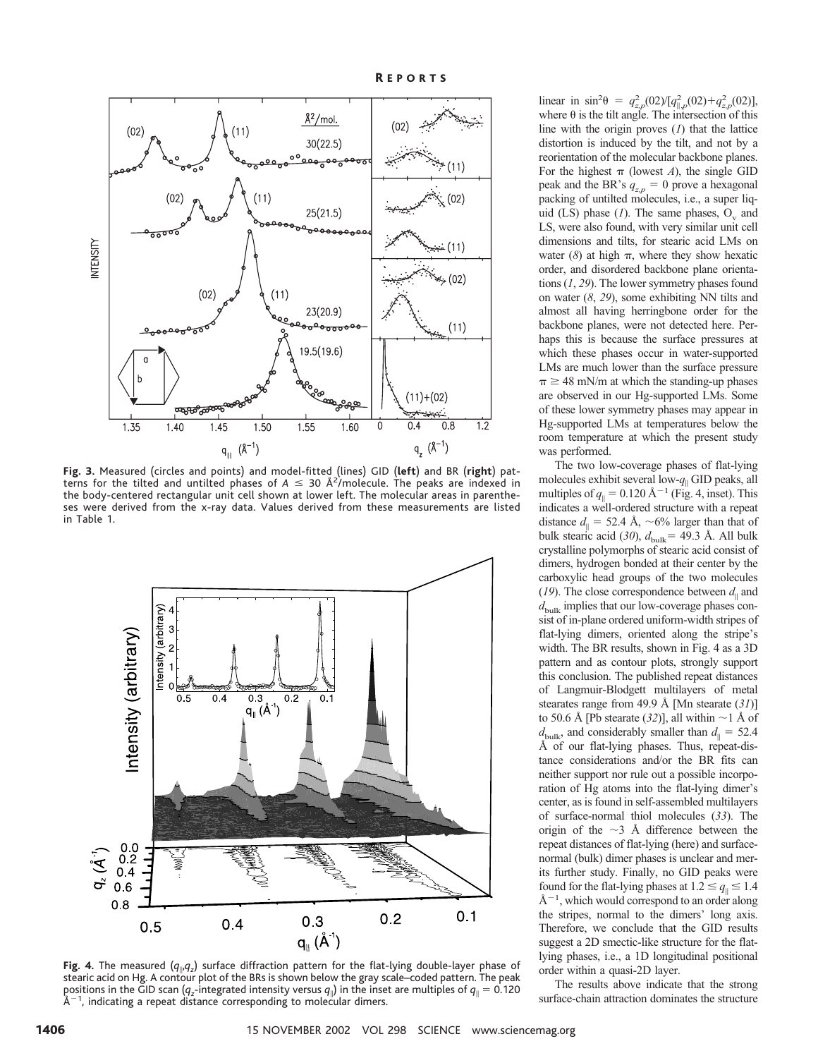**Fig. 3.** Measured (circles and points) and model-fitted (lines) GID (**left**) and BR (**right**) patterns for the tilted and untilted phases of $A \leq 30$ Å$^2$/molecule. The peaks are indexed in the body-centered rectangular unit cell shown at lower left. The molecular areas in parentheses were derived from the x-ray data. Values derived from these measurements are listed in Table 1.

**Fig. 4.** The measured $(q_{\parallel},q_z)$ surface diffraction pattern for the flat-lying double-layer phase of stearic acid on Hg. A contour plot of the BRs is shown below the gray scale–coded pattern. The peak positions in the GID scan ($q_z$-integrated intensity versus $q_{\parallel}$) in the inset are multiples of $q_{\parallel} = 0.120$ Å$^{-1}$, indicating a repeat distance corresponding to molecular dimers.

linear in $\sin^2\theta = q_{z,p}^2(02)/[q_{\parallel,p}^2(02)+q_{z,p}^2(02)]$, where $\theta$ is the tilt angle. The intersection of this line with the origin proves (*1*) that the lattice distortion is induced by the tilt, and not by a reorientation of the molecular backbone planes. For the highest $\pi$ (lowest $A$), the single GID peak and the BR's $q_{z,p} = 0$ prove a hexagonal packing of untilted molecules, i.e., a super liquid (LS) phase (*1*). The same phases, $O_v$ and LS, were also found, with very similar unit cell dimensions and tilts, for stearic acid LMs on water (*8*) at high $\pi$, where they show hexatic order, and disordered backbone plane orientations (*1*, *29*). The lower symmetry phases found on water (*8*, *29*), some exhibiting NN tilts and almost all having herringbone order for the backbone planes, were not detected here. Perhaps this is because the surface pressures at which these phases occur in water-supported LMs are much lower than the surface pressure $\pi \geq 48$ mN/m at which the standing-up phases are observed in our Hg-supported LMs. Some of these lower symmetry phases may appear in Hg-supported LMs at temperatures below the room temperature at which the present study was performed.

The two low-coverage phases of flat-lying molecules exhibit several low-$q_{\parallel}$ GID peaks, all multiples of $q_{\parallel} = 0.120$ Å$^{-1}$ (Fig. 4, inset). This indicates a well-ordered structure with a repeat distance $d_{\parallel} = 52.4$ Å, ~6% larger than that of bulk stearic acid (*30*), $d_{\text{bulk}} = 49.3$ Å. All bulk crystalline polymorphs of stearic acid consist of dimers, hydrogen bonded at their center by the carboxylic head groups of the two molecules (*19*). The close correspondence between $d_{\parallel}$ and $d_{\text{bulk}}$ implies that our low-coverage phases consist of in-plane ordered uniform-width stripes of flat-lying dimers, oriented along the stripe's width. The BR results, shown in Fig. 4 as a 3D pattern and as contour plots, strongly support this conclusion. The published repeat distances of Langmuir-Blodgett multilayers of metal stearates range from 49.9 Å [Mn stearate (*31*)] to 50.6 Å [Pb stearate (*32*)], all within ~1 Å of $d_{\text{bulk}}$, and considerably smaller than $d_{\parallel} = 52.4$ Å of our flat-lying phases. Thus, repeat-distance considerations and/or the BR fits can neither support nor rule out a possible incorporation of Hg atoms into the flat-lying dimer's center, as is found in self-assembled multilayers of surface-normal thiol molecules (*33*). The origin of the ~3 Å difference between the repeat distances of flat-lying (here) and surface-normal (bulk) dimer phases is unclear and merits further study. Finally, no GID peaks were found for the flat-lying phases at $1.2 \leq q_{\parallel} \leq 1.4$ Å$^{-1}$, which would correspond to an order along the stripes, normal to the dimers' long axis. Therefore, we conclude that the GID results suggest a 2D smectic-like structure for the flat-lying phases, i.e., a 1D longitudinal positional order within a quasi-2D layer.

The results above indicate that the strong surface-chain attraction dominates the structure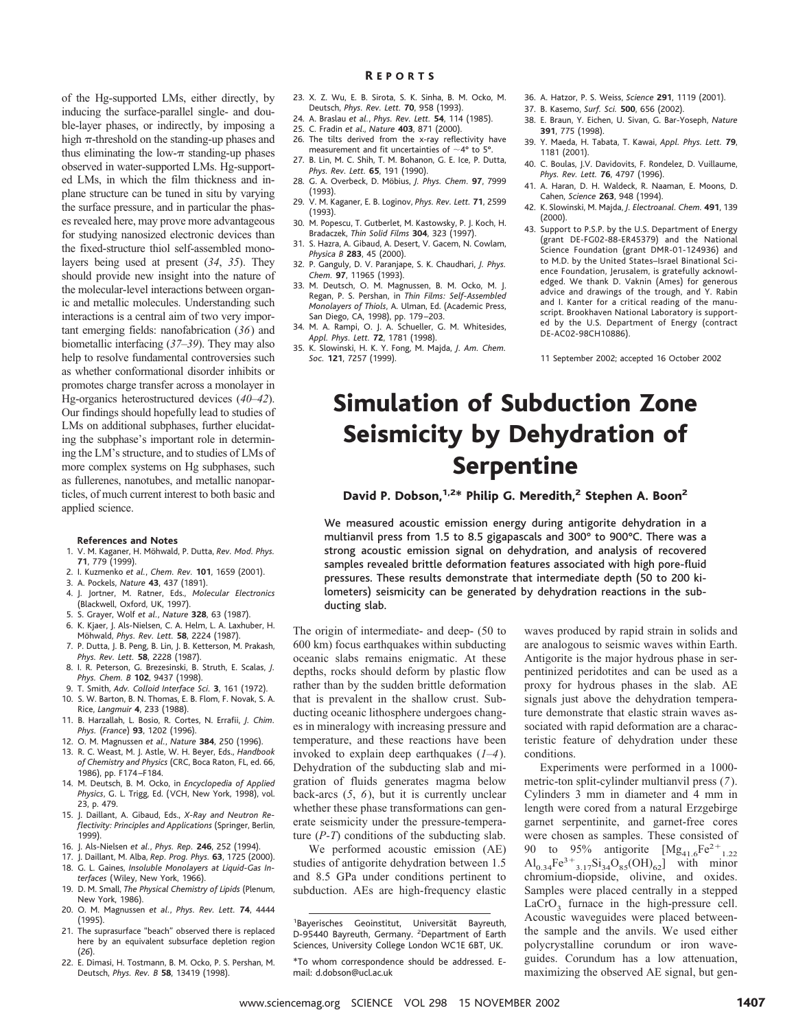of the Hg-supported LMs, either directly, by inducing the surface-parallel single- and double-layer phases, or indirectly, by imposing a high π-threshold on the standing-up phases and thus eliminating the low-π standing-up phases observed in water-supported LMs. Hg-supported LMs, in which the film thickness and in-plane structure can be tuned in situ by varying the surface pressure, and in particular the phases revealed here, may prove more advantageous for studying nanosized electronic devices than the fixed-structure thiol self-assembled monolayers being used at present (*34*, *35*). They should provide new insight into the nature of the molecular-level interactions between organic and metallic molecules. Understanding such interactions is a central aim of two very important emerging fields: nanofabrication (*36*) and biometallic interfacing (*37*–*39*). They may also help to resolve fundamental controversies such as whether conformational disorder inhibits or promotes charge transfer across a monolayer in Hg-organics heterostructured devices (*40*–*42*). Our findings should hopefully lead to studies of LMs on additional subphases, further elucidating the subphase's important role in determining the LM's structure, and to studies of LMs of more complex systems on Hg subphases, such as fullerenes, nanotubes, and metallic nanoparticles, of much current interest to both basic and applied science.

#### References and Notes

1. V. M. Kaganer, H. Möhwald, P. Dutta, *Rev. Mod. Phys.* **71**, 779 (1999).
2. I. Kuzmenko *et al.*, *Chem. Rev.* **101**, 1659 (2001).
3. A. Pockels, *Nature* **43**, 437 (1891).
4. J. Jortner, M. Ratner, Eds., *Molecular Electronics* (Blackwell, Oxford, UK, 1997).
5. S. Grayer, Wolf *et al.*, *Nature* **328**, 63 (1987).
6. K. Kjaer, J. Als-Nielsen, C. A. Helm, L. A. Laxhuber, H. Möhwald, *Phys. Rev. Lett.* **58**, 2224 (1987).
7. P. Dutta, J. B. Peng, B. Lin, J. B. Ketterson, M. Prakash, *Phys. Rev. Lett.* **58**, 2228 (1987).
8. I. R. Peterson, G. Brezesinski, B. Struth, E. Scalas, *J. Phys. Chem. B* **102**, 9437 (1998).
9. T. Smith, *Adv. Colloid Interface Sci.* **3**, 161 (1972).
10. S. W. Barton, B. N. Thomas, E. B. Flom, F. Novak, S. A. Rice, *Langmuir* **4**, 233 (1988).
11. B. Harzallah, L. Bosio, R. Cortes, N. Errafii, *J. Chim. Phys.* (*France*) **93**, 1202 (1996).
12. O. M. Magnussen *et al.*, *Nature* **384**, 250 (1996).
13. R. C. Weast, M. J. Astle, W. H. Beyer, Eds., *Handbook of Chemistry and Physics* (CRC, Boca Raton, FL, ed. 66, 1986), pp. F174–F184.
14. M. Deutsch, B. M. Ocko, in *Encyclopedia of Applied Physics*, G. L. Trigg, Ed. (VCH, New York, 1998), vol. 23, p. 479.
15. J. Daillant, A. Gibaud, Eds., *X-Ray and Neutron Reflectivity: Principles and Applications* (Springer, Berlin, 1999).
16. J. Als-Nielsen *et al.*, *Phys. Rep.* **246**, 252 (1994).
17. J. Daillant, M. Alba, *Rep. Prog. Phys.* **63**, 1725 (2000).
18. G. L. Gaines, *Insoluble Monolayers at Liquid-Gas Interfaces* (Wiley, New York, 1966).
19. D. M. Small, *The Physical Chemistry of Lipids* (Plenum, New York, 1986).
20. O. M. Magnussen *et al.*, *Phys. Rev. Lett.* **74**, 4444 (1995).
21. The suprasurface "beach" observed there is replaced here by an equivalent subsurface depletion region (*26*).
22. E. Dimasi, H. Tostmann, B. M. Ocko, P. S. Pershan, M. Deutsch, *Phys. Rev. B* **58**, 13419 (1998).
23. X. Z. Wu, E. B. Sirota, S. K. Sinha, B. M. Ocko, M. Deutsch, *Phys. Rev. Lett.* **70**, 958 (1993).
24. A. Braslau *et al.*, *Phys. Rev. Lett.* **54**, 114 (1985).
25. C. Fradin *et al.*, *Nature* **403**, 871 (2000).
26. The tilts derived from the x-ray reflectivity have measurement and fit uncertainties of ~4° to 5°.
27. B. Lin, M. C. Shih, T. M. Bohanon, G. E. Ice, P. Dutta, *Phys. Rev. Lett.* **65**, 191 (1990).
28. G. A. Overbeck, D. Möbius, *J. Phys. Chem.* **97**, 7999 (1993).
29. V. M. Kaganer, E. B. Loginov, *Phys. Rev. Lett.* **71**, 2599 (1993).
30. M. Popescu, T. Gutberlet, M. Kastowsky, P. J. Koch, H. Bradaczek, *Thin Solid Films* **304**, 323 (1997).
31. S. Hazra, A. Gibaud, A. Desert, V. Gacem, N. Cowlam, *Physica B* **283**, 45 (2000).
32. P. Ganguly, D. V. Paranjape, S. K. Chaudhari, *J. Phys. Chem.* **97**, 11965 (1993).
33. M. Deutsch, O. M. Magnussen, B. M. Ocko, M. J. Regan, P. S. Pershan, in *Thin Films: Self-Assembled Monolayers of Thiols*, A. Ulman, Ed. (Academic Press, San Diego, CA, 1998), pp. 179–203.
34. M. A. Rampi, O. J. A. Schueller, G. M. Whitesides, *Appl. Phys. Lett.* **72**, 1781 (1998).
35. K. Slowinski, H. K. Y. Fong, M. Majda, *J. Am. Chem. Soc.* **121**, 7257 (1999).
36. A. Hatzor, P. S. Weiss, *Science* **291**, 1119 (2001).
37. B. Kasemo, *Surf. Sci.* **500**, 656 (2002).
38. E. Braun, Y. Eichen, U. Sivan, G. Bar-Yoseph, *Nature* **391**, 775 (1998).
39. Y. Maeda, H. Tabata, T. Kawai, *Appl. Phys. Lett.* **79**, 1181 (2001).
40. C. Boulas, J.V. Davidovits, F. Rondelez, D. Vuillaume, *Phys. Rev. Lett.* **76**, 4797 (1996).
41. A. Haran, D. H. Waldeck, R. Naaman, E. Moons, D. Cahen, *Science* **263**, 948 (1994).
42. K. Slowinski, M. Majda, *J. Electroanal. Chem.* **491**, 139 (2000).
43. Support to P.S.P. by the U.S. Department of Energy (grant DE-FG02-88-ER45379) and the National Science Foundation (grant DMR-01-124936) and to M.D. by the United States–Israel Binational Science Foundation, Jerusalem, is gratefully acknowledged. We thank D. Vaknin (Ames) for generous advice and drawings of the trough, and Y. Rabin and I. Kanter for a critical reading of the manuscript. Brookhaven National Laboratory is supported by the U.S. Department of Energy (contract DE-AC02-98CH10886).

11 September 2002; accepted 16 October 2002

# Simulation of Subduction Zone Seismicity by Dehydration of Serpentine

**David P. Dobson,[1,2]* Philip G. Meredith,[2] Stephen A. Boon[2]**

**We measured acoustic emission energy during antigorite dehydration in a multianvil press from 1.5 to 8.5 gigapascals and 300° to 900°C. There was a strong acoustic emission signal on dehydration, and analysis of recovered samples revealed brittle deformation features associated with high pore-fluid pressures. These results demonstrate that intermediate depth (50 to 200 kilometers) seismicity can be generated by dehydration reactions in the subducting slab.**

The origin of intermediate- and deep- (50 to 600 km) focus earthquakes within subducting oceanic slabs remains enigmatic. At these depths, rocks should deform by plastic flow rather than by the sudden brittle deformation that is prevalent in the shallow crust. Subducting oceanic lithosphere undergoes changes in mineralogy with increasing pressure and temperature, and these reactions have been invoked to explain deep earthquakes (*1*–*4*). Dehydration of the subducting slab and migration of fluids generates magma below back-arcs (*5*, *6*), but it is currently unclear whether these phase transformations can generate seismicity under the pressure-temperature (*P*-*T*) conditions of the subducting slab.

We performed acoustic emission (AE) studies of antigorite dehydration between 1.5 and 8.5 GPa under conditions pertinent to subduction. AEs are high-frequency elastic waves produced by rapid strain in solids and are analogous to seismic waves within Earth. Antigorite is the major hydrous phase in serpentinized peridotites and can be used as a proxy for hydrous phases in the slab. AE signals just above the dehydration temperature demonstrate that elastic strain waves associated with rapid deformation are a characteristic feature of dehydration under these conditions.

Experiments were performed in a 1000-metric-ton split-cylinder multianvil press (*7*). Cylinders 3 mm in diameter and 4 mm in length were cored from a natural Erzgebirge garnet serpentinite, and garnet-free cores were chosen as samples. These consisted of 90 to 95% antigorite [$Mg_{41.6}Fe^{2+}_{1.22}Al_{0.34}Fe^{3+}_{3.17}Si_{34}O_{85}(OH)_{62}$] with minor chromium-diopside, olivine, and oxides. Samples were placed centrally in a stepped $LaCrO_3$ furnace in the high-pressure cell. Acoustic waveguides were placed between the sample and the anvils. We used either polycrystalline corundum or iron waveguides. Corundum has a low attenuation, maximizing the observed AE signal, but gen-

[1]Bayerisches Geoinstitut, Universität Bayreuth, D-95440 Bayreuth, Germany. [2]Department of Earth Sciences, University College London WC1E 6BT, UK.

*To whom correspondence should be addressed. E-mail: d.dobson@ucl.ac.uk